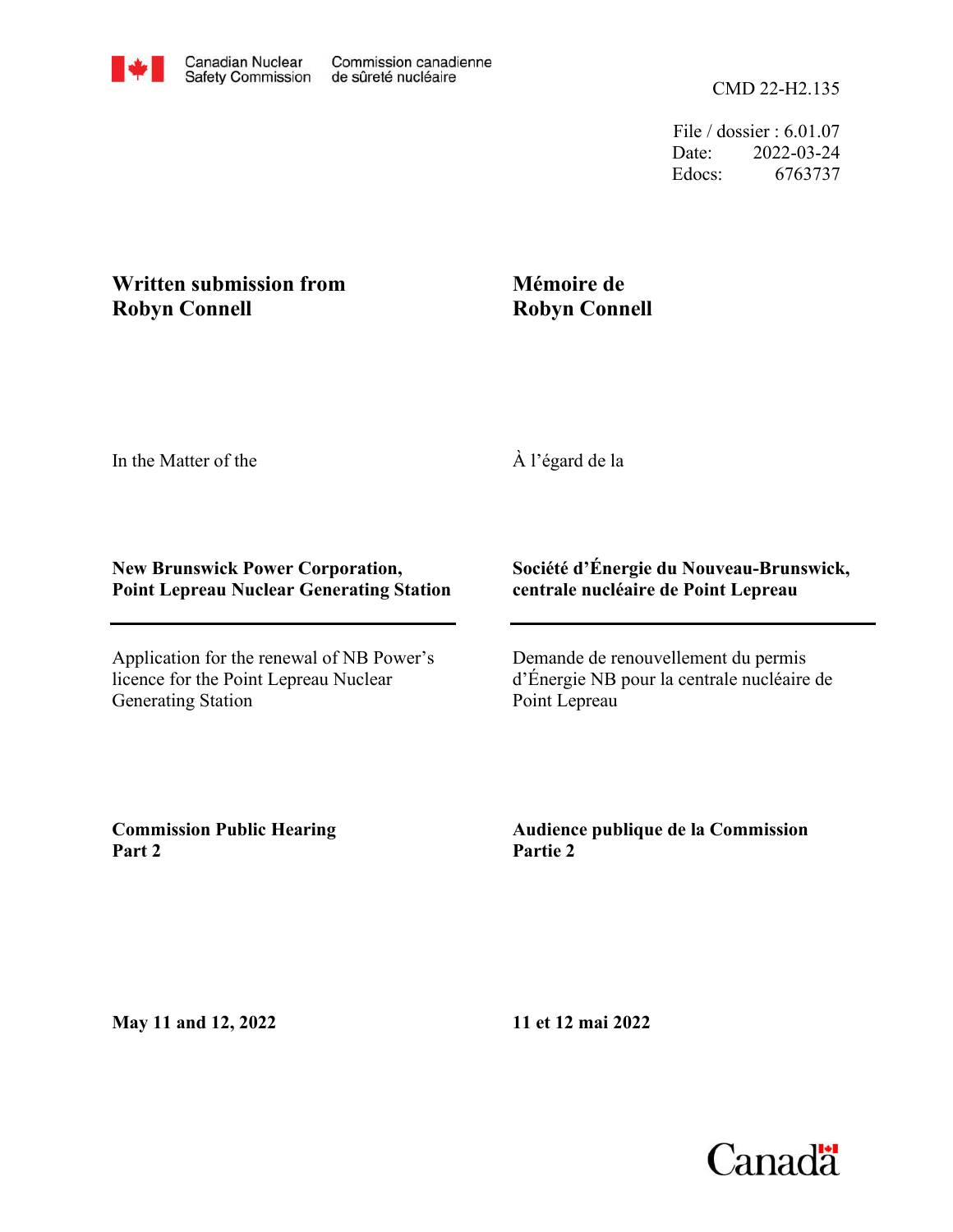Canadian Nuclear Safety Commission | Commission canadienne de sûreté nucléaire

CMD 22-H2.135

File / dossier : 6.01.07
Date: 2022-03-24
Edocs: 6763737

**Written submission from Robyn Connell**

**Mémoire de Robyn Connell**

In the Matter of the

À l'égard de la

**New Brunswick Power Corporation, Point Lepreau Nuclear Generating Station**

**Société d'Énergie du Nouveau-Brunswick, centrale nucléaire de Point Lepreau**

Application for the renewal of NB Power's licence for the Point Lepreau Nuclear Generating Station

Demande de renouvellement du permis d'Énergie NB pour la centrale nucléaire de Point Lepreau

**Commission Public Hearing Part 2**

**Audience publique de la Commission Partie 2**

**May 11 and 12, 2022**

**11 et 12 mai 2022**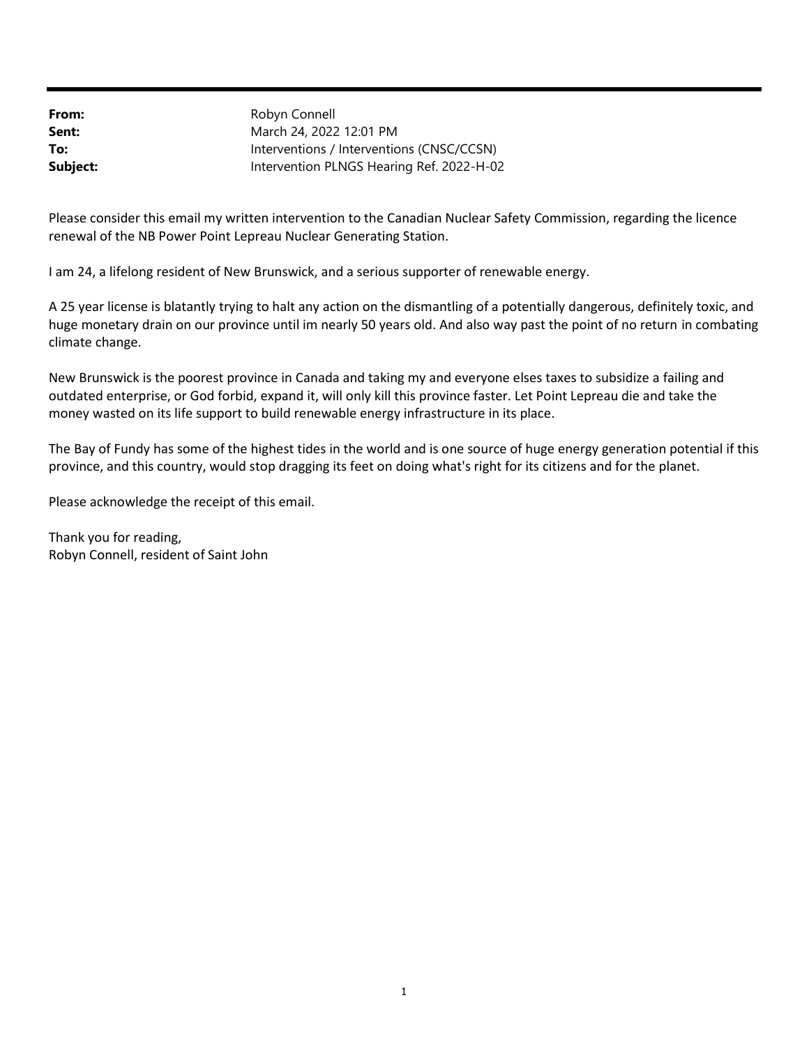**From:** Robyn Connell
**Sent:** March 24, 2022 12:01 PM
**To:** Interventions / Interventions (CNSC/CCSN)
**Subject:** Intervention PLNGS Hearing Ref. 2022-H-02

Please consider this email my written intervention to the Canadian Nuclear Safety Commission, regarding the licence renewal of the NB Power Point Lepreau Nuclear Generating Station.

I am 24, a lifelong resident of New Brunswick, and a serious supporter of renewable energy.

A 25 year license is blatantly trying to halt any action on the dismantling of a potentially dangerous, definitely toxic, and huge monetary drain on our province until im nearly 50 years old. And also way past the point of no return in combating climate change.

New Brunswick is the poorest province in Canada and taking my and everyone elses taxes to subsidize a failing and outdated enterprise, or God forbid, expand it, will only kill this province faster. Let Point Lepreau die and take the money wasted on its life support to build renewable energy infrastructure in its place.

The Bay of Fundy has some of the highest tides in the world and is one source of huge energy generation potential if this province, and this country, would stop dragging its feet on doing what's right for its citizens and for the planet.

Please acknowledge the receipt of this email.

Thank you for reading,
Robyn Connell, resident of Saint John